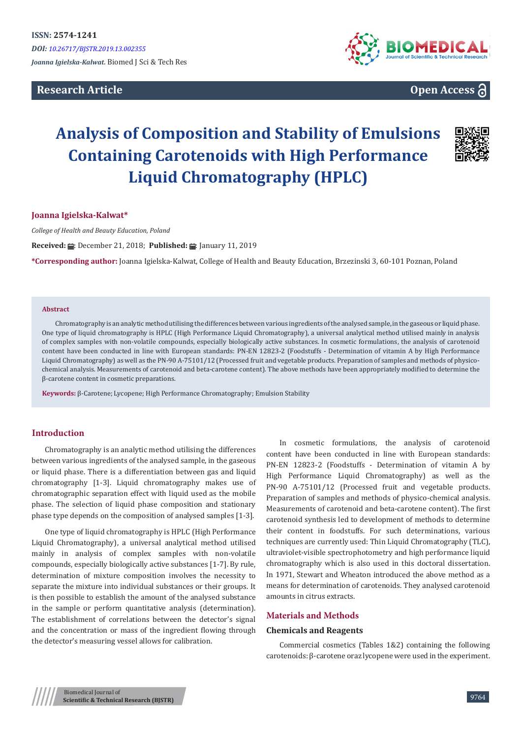ISSN: 2574-1241

*DOI: 10.26717/BJSTR.2019.13.002355*

***Joanna Igielska-Kalwat.*** Biomed J Sci & Tech Res

**Research Article** **Open Access**

# Analysis of Composition and Stability of Emulsions Containing Carotenoids with High Performance Liquid Chromatography (HPLC)

**Joanna Igielska-Kalwat***

*College of Health and Beauty Education, Poland*

**Received:** December 21, 2018; **Published:** January 11, 2019

***Corresponding author:** Joanna Igielska-Kalwat, College of Health and Beauty Education, Brzezinski 3, 60-101 Poznan, Poland

### Abstract

Chromatography is an analytic method utilising the differences between various ingredients of the analysed sample, in the gaseous or liquid phase. One type of liquid chromatography is HPLC (High Performance Liquid Chromatography), a universal analytical method utilised mainly in analysis of complex samples with non-volatile compounds, especially biologically active substances. In cosmetic formulations, the analysis of carotenoid content have been conducted in line with European standards: PN-EN 12823-2 (Foodstuffs - Determination of vitamin A by High Performance Liquid Chromatography) as well as the PN-90 A-75101/12 (Processed fruit and vegetable products. Preparation of samples and methods of physico-chemical analysis. Measurements of carotenoid and beta-carotene content). The above methods have been appropriately modified to determine the β-carotene content in cosmetic preparations.

**Keywords:** β-Carotene; Lycopene; High Performance Chromatography; Emulsion Stability

## Introduction

Chromatography is an analytic method utilising the differences between various ingredients of the analysed sample, in the gaseous or liquid phase. There is a differentiation between gas and liquid chromatography [1-3]. Liquid chromatography makes use of chromatographic separation effect with liquid used as the mobile phase. The selection of liquid phase composition and stationary phase type depends on the composition of analysed samples [1-3].

One type of liquid chromatography is HPLC (High Performance Liquid Chromatography), a universal analytical method utilised mainly in analysis of complex samples with non-volatile compounds, especially biologically active substances [1-7]. By rule, determination of mixture composition involves the necessity to separate the mixture into individual substances or their groups. It is then possible to establish the amount of the analysed substance in the sample or perform quantitative analysis (determination). The establishment of correlations between the detector's signal and the concentration or mass of the ingredient flowing through the detector's measuring vessel allows for calibration.

In cosmetic formulations, the analysis of carotenoid content have been conducted in line with European standards: PN-EN 12823-2 (Foodstuffs - Determination of vitamin A by High Performance Liquid Chromatography) as well as the PN-90 A-75101/12 (Processed fruit and vegetable products. Preparation of samples and methods of physico-chemical analysis. Measurements of carotenoid and beta-carotene content). The first carotenoid synthesis led to development of methods to determine their content in foodstuffs. For such determinations, various techniques are currently used: Thin Liquid Chromatography (TLC), ultraviolet-visible spectrophotometry and high performance liquid chromatography which is also used in this doctoral dissertation. In 1971, Stewart and Wheaton introduced the above method as a means for determination of carotenoids. They analysed carotenoid amounts in citrus extracts.

## Materials and Methods

### Chemicals and Reagents

Commercial cosmetics (Tables 1&2) containing the following carotenoids: β-carotene oraz lycopene were used in the experiment.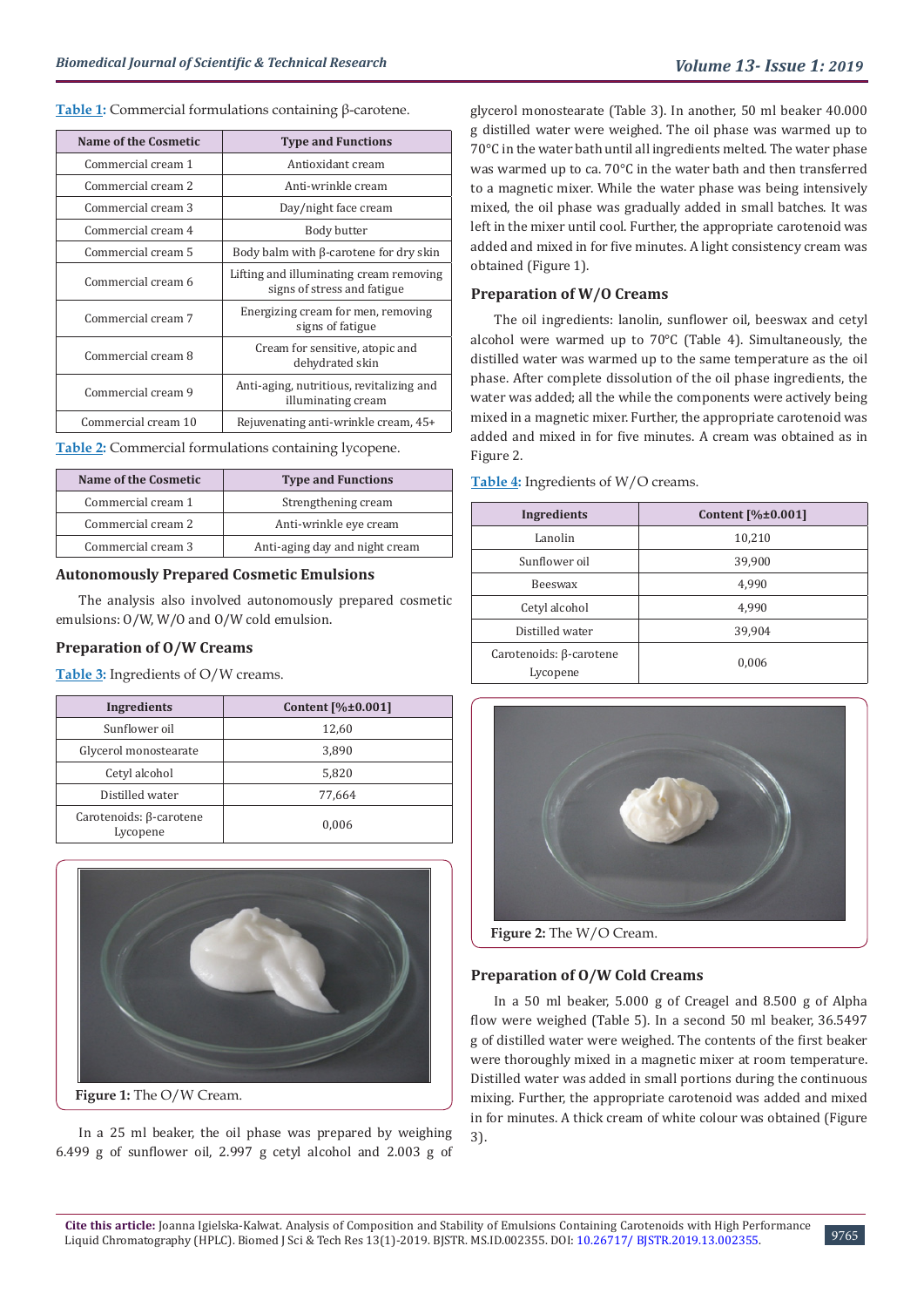Table 1: Commercial formulations containing β-carotene.

| Name of the Cosmetic | Type and Functions |
| --- | --- |
| Commercial cream 1 | Antioxidant cream |
| Commercial cream 2 | Anti-wrinkle cream |
| Commercial cream 3 | Day/night face cream |
| Commercial cream 4 | Body butter |
| Commercial cream 5 | Body balm with β-carotene for dry skin |
| Commercial cream 6 | Lifting and illuminating cream removing signs of stress and fatigue |
| Commercial cream 7 | Energizing cream for men, removing signs of fatigue |
| Commercial cream 8 | Cream for sensitive, atopic and dehydrated skin |
| Commercial cream 9 | Anti-aging, nutritious, revitalizing and illuminating cream |
| Commercial cream 10 | Rejuvenating anti-wrinkle cream, 45+ |

Table 2: Commercial formulations containing lycopene.

| Name of the Cosmetic | Type and Functions |
| --- | --- |
| Commercial cream 1 | Strengthening cream |
| Commercial cream 2 | Anti-wrinkle eye cream |
| Commercial cream 3 | Anti-aging day and night cream |

## Autonomously Prepared Cosmetic Emulsions

The analysis also involved autonomously prepared cosmetic emulsions: O/W, W/O and O/W cold emulsion.

## Preparation of O/W Creams

Table 3: Ingredients of O/W creams.

| Ingredients | Content [%±0.001] |
| --- | --- |
| Sunflower oil | 12,60 |
| Glycerol monostearate | 3,890 |
| Cetyl alcohol | 5,820 |
| Distilled water | 77,664 |
| Carotenoids: β-carotene Lycopene | 0,006 |

Figure 1: The O/W Cream.

In a 25 ml beaker, the oil phase was prepared by weighing 6.499 g of sunflower oil, 2.997 g cetyl alcohol and 2.003 g of glycerol monostearate (Table 3). In another, 50 ml beaker 40.000 g distilled water were weighed. The oil phase was warmed up to 70°C in the water bath until all ingredients melted. The water phase was warmed up to ca. 70°C in the water bath and then transferred to a magnetic mixer. While the water phase was being intensively mixed, the oil phase was gradually added in small batches. It was left in the mixer until cool. Further, the appropriate carotenoid was added and mixed in for five minutes. A light consistency cream was obtained (Figure 1).

## Preparation of W/O Creams

The oil ingredients: lanolin, sunflower oil, beeswax and cetyl alcohol were warmed up to 70°C (Table 4). Simultaneously, the distilled water was warmed up to the same temperature as the oil phase. After complete dissolution of the oil phase ingredients, the water was added; all the while the components were actively being mixed in a magnetic mixer. Further, the appropriate carotenoid was added and mixed in for five minutes. A cream was obtained as in Figure 2.

Table 4: Ingredients of W/O creams.

| Ingredients | Content [%±0.001] |
| --- | --- |
| Lanolin | 10,210 |
| Sunflower oil | 39,900 |
| Beeswax | 4,990 |
| Cetyl alcohol | 4,990 |
| Distilled water | 39,904 |
| Carotenoids: β-carotene Lycopene | 0,006 |

Figure 2: The W/O Cream.

## Preparation of O/W Cold Creams

In a 50 ml beaker, 5.000 g of Creagel and 8.500 g of Alpha flow were weighed (Table 5). In a second 50 ml beaker, 36.5497 g of distilled water were weighed. The contents of the first beaker were thoroughly mixed in a magnetic mixer at room temperature. Distilled water was added in small portions during the continuous mixing. Further, the appropriate carotenoid was added and mixed in for minutes. A thick cream of white colour was obtained (Figure 3).

**Cite this article:** Joanna Igielska-Kalwat. Analysis of Composition and Stability of Emulsions Containing Carotenoids with High Performance Liquid Chromatography (HPLC). Biomed J Sci & Tech Res 13(1)-2019. BJSTR. MS.ID.002355. DOI: 10.26717/ BJSTR.2019.13.002355.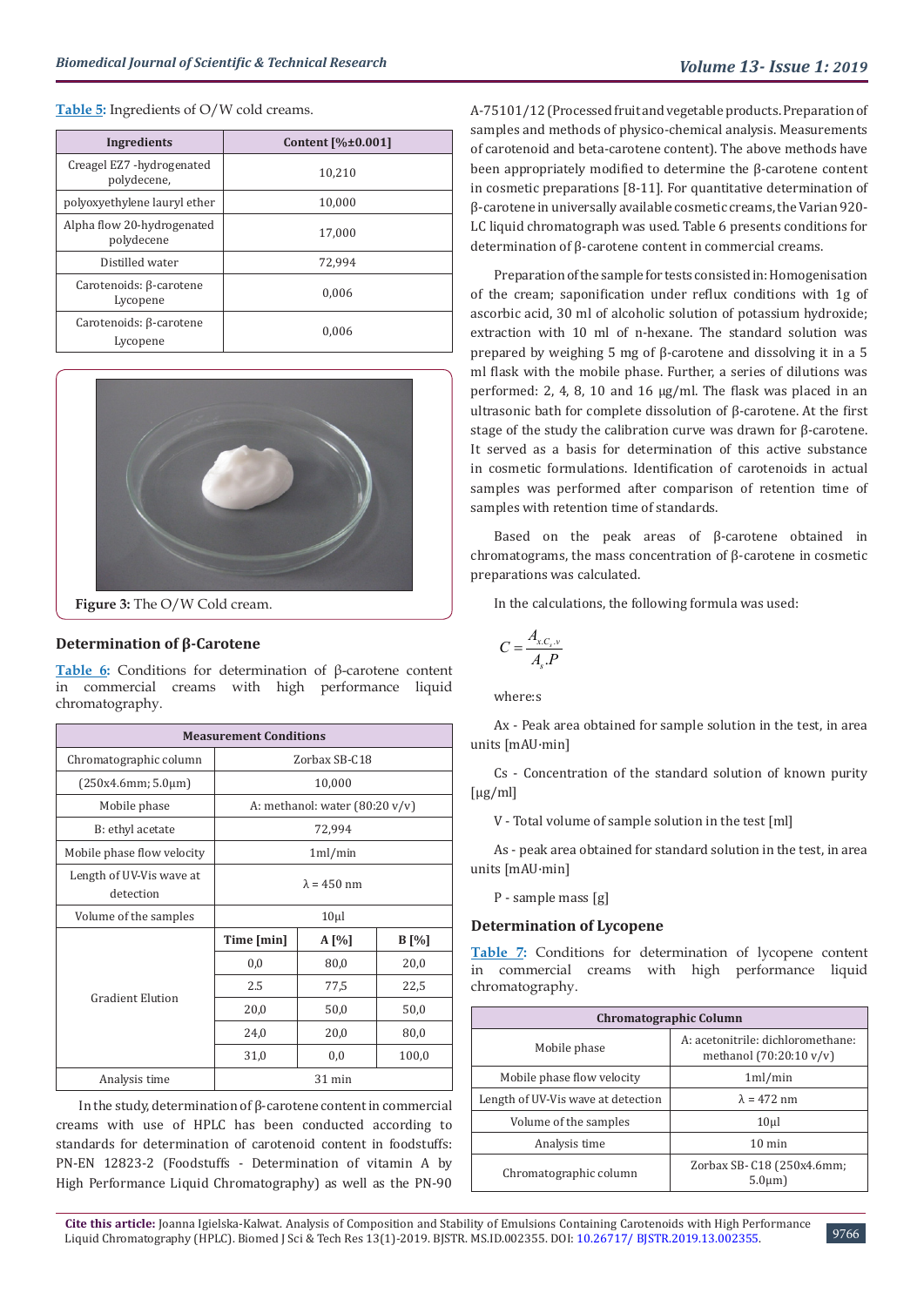Table 5: Ingredients of O/W cold creams.

| Ingredients | Content [%±0.001] |
|---|---|
| Creagel EZ7 -hydrogenated polydecene, | 10,210 |
| polyoxyethylene lauryl ether | 10,000 |
| Alpha flow 20-hydrogenated polydecene | 17,000 |
| Distilled water | 72,994 |
| Carotenoids: β-carotene Lycopene | 0,006 |
| Carotenoids: β-carotene Lycopene | 0,006 |

Figure 3: The O/W Cold cream.

## Determination of β-Carotene

Table 6: Conditions for determination of β-carotene content in commercial creams with high performance liquid chromatography.

| Measurement Conditions | | | |
|---|---|---|---|
| Chromatographic column | Zorbax SB-C18 | | |
| (250x4.6mm; 5.0μm) | 10,000 | | |
| Mobile phase | A: methanol: water (80:20 v/v) | | |
| B: ethyl acetate | 72,994 | | |
| Mobile phase flow velocity | 1ml/min | | |
| Length of UV-Vis wave at detection | λ = 450 nm | | |
| Volume of the samples | 10μl | | |
| Gradient Elution | **Time [min]** | **A [%]** | **B [%]** |
| | 0,0 | 80,0 | 20,0 |
| | 2.5 | 77,5 | 22,5 |
| | 20,0 | 50,0 | 50,0 |
| | 24,0 | 20,0 | 80,0 |
| | 31,0 | 0,0 | 100,0 |
| Analysis time | 31 min | | |

In the study, determination of β-carotene content in commercial creams with use of HPLC has been conducted according to standards for determination of carotenoid content in foodstuffs: PN-EN 12823-2 (Foodstuffs - Determination of vitamin A by High Performance Liquid Chromatography) as well as the PN-90 A-75101/12 (Processed fruit and vegetable products. Preparation of samples and methods of physico-chemical analysis. Measurements of carotenoid and beta-carotene content). The above methods have been appropriately modified to determine the β-carotene content in cosmetic preparations [8-11]. For quantitative determination of β-carotene in universally available cosmetic creams, the Varian 920-LC liquid chromatograph was used. Table 6 presents conditions for determination of β-carotene content in commercial creams.

Preparation of the sample for tests consisted in: Homogenisation of the cream; saponification under reflux conditions with 1g of ascorbic acid, 30 ml of alcoholic solution of potassium hydroxide; extraction with 10 ml of n-hexane. The standard solution was prepared by weighing 5 mg of β-carotene and dissolving it in a 5 ml flask with the mobile phase. Further, a series of dilutions was performed: 2, 4, 8, 10 and 16 μg/ml. The flask was placed in an ultrasonic bath for complete dissolution of β-carotene. At the first stage of the study the calibration curve was drawn for β-carotene. It served as a basis for determination of this active substance in cosmetic formulations. Identification of carotenoids in actual samples was performed after comparison of retention time of samples with retention time of standards.

Based on the peak areas of β-carotene obtained in chromatograms, the mass concentration of β-carotene in cosmetic preparations was calculated.

In the calculations, the following formula was used:

$$C = \frac{A_{x.}C_{s}.v}{A_{s}.P}$$

where:s

Ax - Peak area obtained for sample solution in the test, in area units [mAU·min]

Cs - Concentration of the standard solution of known purity [μg/ml]

V - Total volume of sample solution in the test [ml]

As - peak area obtained for standard solution in the test, in area units [mAU·min]

P - sample mass [g]

## Determination of Lycopene

Table 7: Conditions for determination of lycopene content in commercial creams with high performance liquid chromatography.

| Chromatographic Column | |
|---|---|
| Mobile phase | A: acetonitrile: dichloromethane: methanol (70:20:10 v/v) |
| Mobile phase flow velocity | 1ml/min |
| Length of UV-Vis wave at detection | λ = 472 nm |
| Volume of the samples | 10μl |
| Analysis time | 10 min |
| Chromatographic column | Zorbax SB- C18 (250x4.6mm; 5.0μm) |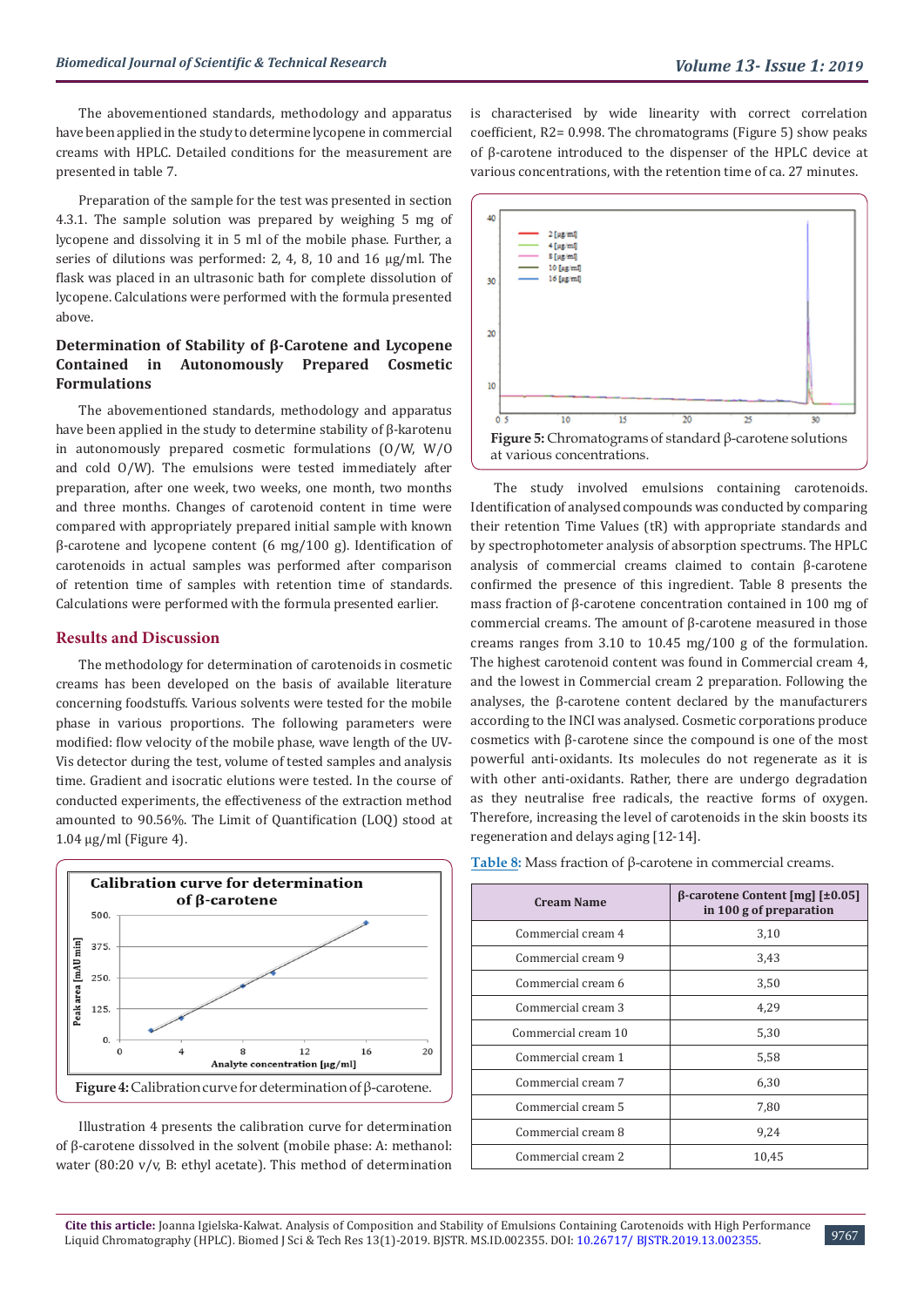The abovementioned standards, methodology and apparatus have been applied in the study to determine lycopene in commercial creams with HPLC. Detailed conditions for the measurement are presented in table 7.

Preparation of the sample for the test was presented in section 4.3.1. The sample solution was prepared by weighing 5 mg of lycopene and dissolving it in 5 ml of the mobile phase. Further, a series of dilutions was performed: 2, 4, 8, 10 and 16 µg/ml. The flask was placed in an ultrasonic bath for complete dissolution of lycopene. Calculations were performed with the formula presented above.

### Determination of Stability of β-Carotene and Lycopene Contained in Autonomously Prepared Cosmetic Formulations

The abovementioned standards, methodology and apparatus have been applied in the study to determine stability of β-karotenu in autonomously prepared cosmetic formulations (O/W, W/O and cold O/W). The emulsions were tested immediately after preparation, after one week, two weeks, one month, two months and three months. Changes of carotenoid content in time were compared with appropriately prepared initial sample with known β-carotene and lycopene content (6 mg/100 g). Identification of carotenoids in actual samples was performed after comparison of retention time of samples with retention time of standards. Calculations were performed with the formula presented earlier.

## Results and Discussion

The methodology for determination of carotenoids in cosmetic creams has been developed on the basis of available literature concerning foodstuffs. Various solvents were tested for the mobile phase in various proportions. The following parameters were modified: flow velocity of the mobile phase, wave length of the UV-Vis detector during the test, volume of tested samples and analysis time. Gradient and isocratic elutions were tested. In the course of conducted experiments, the effectiveness of the extraction method amounted to 90.56%. The Limit of Quantification (LOQ) stood at 1.04 µg/ml (Figure 4).

**Figure 4:** Calibration curve for determination of β-carotene.

Illustration 4 presents the calibration curve for determination of β-carotene dissolved in the solvent (mobile phase: A: methanol: water (80:20 v/v, B: ethyl acetate). This method of determination is characterised by wide linearity with correct correlation coefficient, $R^2$= 0.998. The chromatograms (Figure 5) show peaks of β-carotene introduced to the dispenser of the HPLC device at various concentrations, with the retention time of ca. 27 minutes.

**Figure 5:** Chromatograms of standard β-carotene solutions at various concentrations.

The study involved emulsions containing carotenoids. Identification of analysed compounds was conducted by comparing their retention Time Values (tR) with appropriate standards and by spectrophotometer analysis of absorption spectrums. The HPLC analysis of commercial creams claimed to contain β-carotene confirmed the presence of this ingredient. Table 8 presents the mass fraction of β-carotene concentration contained in 100 mg of commercial creams. The amount of β-carotene measured in those creams ranges from 3.10 to 10.45 mg/100 g of the formulation. The highest carotenoid content was found in Commercial cream 4, and the lowest in Commercial cream 2 preparation. Following the analyses, the β-carotene content declared by the manufacturers according to the INCI was analysed. Cosmetic corporations produce cosmetics with β-carotene since the compound is one of the most powerful anti-oxidants. Its molecules do not regenerate as it is with other anti-oxidants. Rather, there are undergo degradation as they neutralise free radicals, the reactive forms of oxygen. Therefore, increasing the level of carotenoids in the skin boosts its regeneration and delays aging [12-14].

**Table 8:** Mass fraction of β-carotene in commercial creams.

| Cream Name | β-carotene Content [mg] [±0.05] in 100 g of preparation |
|---|---|
| Commercial cream 4 | 3,10 |
| Commercial cream 9 | 3,43 |
| Commercial cream 6 | 3,50 |
| Commercial cream 3 | 4,29 |
| Commercial cream 10 | 5,30 |
| Commercial cream 1 | 5,58 |
| Commercial cream 7 | 6,30 |
| Commercial cream 5 | 7,80 |
| Commercial cream 8 | 9,24 |
| Commercial cream 2 | 10,45 |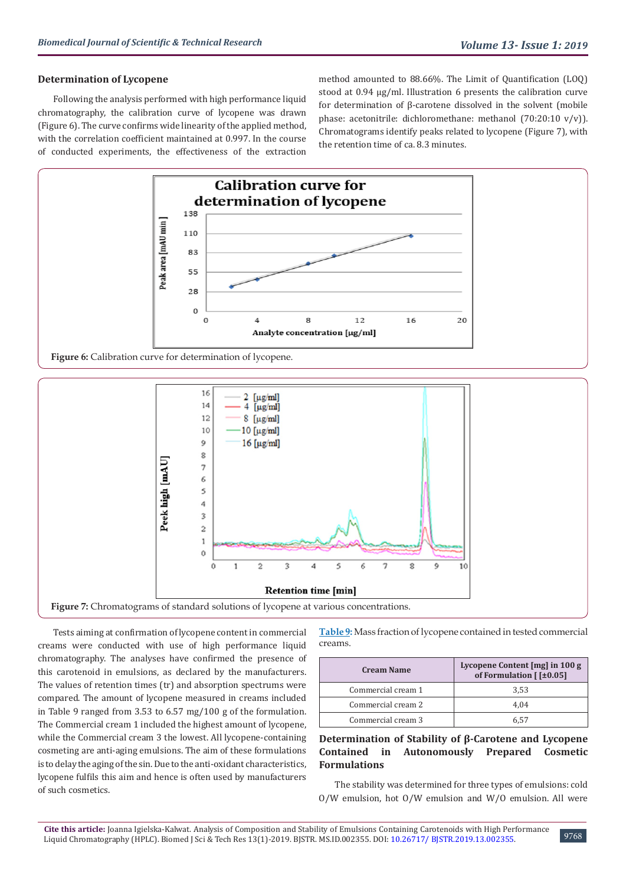### Determination of Lycopene

Following the analysis performed with high performance liquid chromatography, the calibration curve of lycopene was drawn (Figure 6). The curve confirms wide linearity of the applied method, with the correlation coefficient maintained at 0.997. In the course of conducted experiments, the effectiveness of the extraction method amounted to 88.66%. The Limit of Quantification (LOQ) stood at 0.94 µg/ml. Illustration 6 presents the calibration curve for determination of β-carotene dissolved in the solvent (mobile phase: acetonitrile: dichloromethane: methanol (70:20:10 v/v)). Chromatograms identify peaks related to lycopene (Figure 7), with the retention time of ca. 8.3 minutes.

**Figure 6:** Calibration curve for determination of lycopene.

**Figure 7:** Chromatograms of standard solutions of lycopene at various concentrations.

Tests aiming at confirmation of lycopene content in commercial creams were conducted with use of high performance liquid chromatography. The analyses have confirmed the presence of this carotenoid in emulsions, as declared by the manufacturers. The values of retention times (tr) and absorption spectrums were compared. The amount of lycopene measured in creams included in Table 9 ranged from 3.53 to 6.57 mg/100 g of the formulation. The Commercial cream 1 included the highest amount of lycopene, while the Commercial cream 3 the lowest. All lycopene-containing cosmeting are anti-aging emulsions. The aim of these formulations is to delay the aging of the sin. Due to the anti-oxidant characteristics, lycopene fulfils this aim and hence is often used by manufacturers of such cosmetics.

**Table 9:** Mass fraction of lycopene contained in tested commercial creams.

| Cream Name | Lycopene Content [mg] in 100 g of Formulation [ [±0.05] |
|---|---|
| Commercial cream 1 | 3,53 |
| Commercial cream 2 | 4,04 |
| Commercial cream 3 | 6,57 |

### Determination of Stability of β-Carotene and Lycopene Contained in Autonomously Prepared Cosmetic Formulations

The stability was determined for three types of emulsions: cold O/W emulsion, hot O/W emulsion and W/O emulsion. All were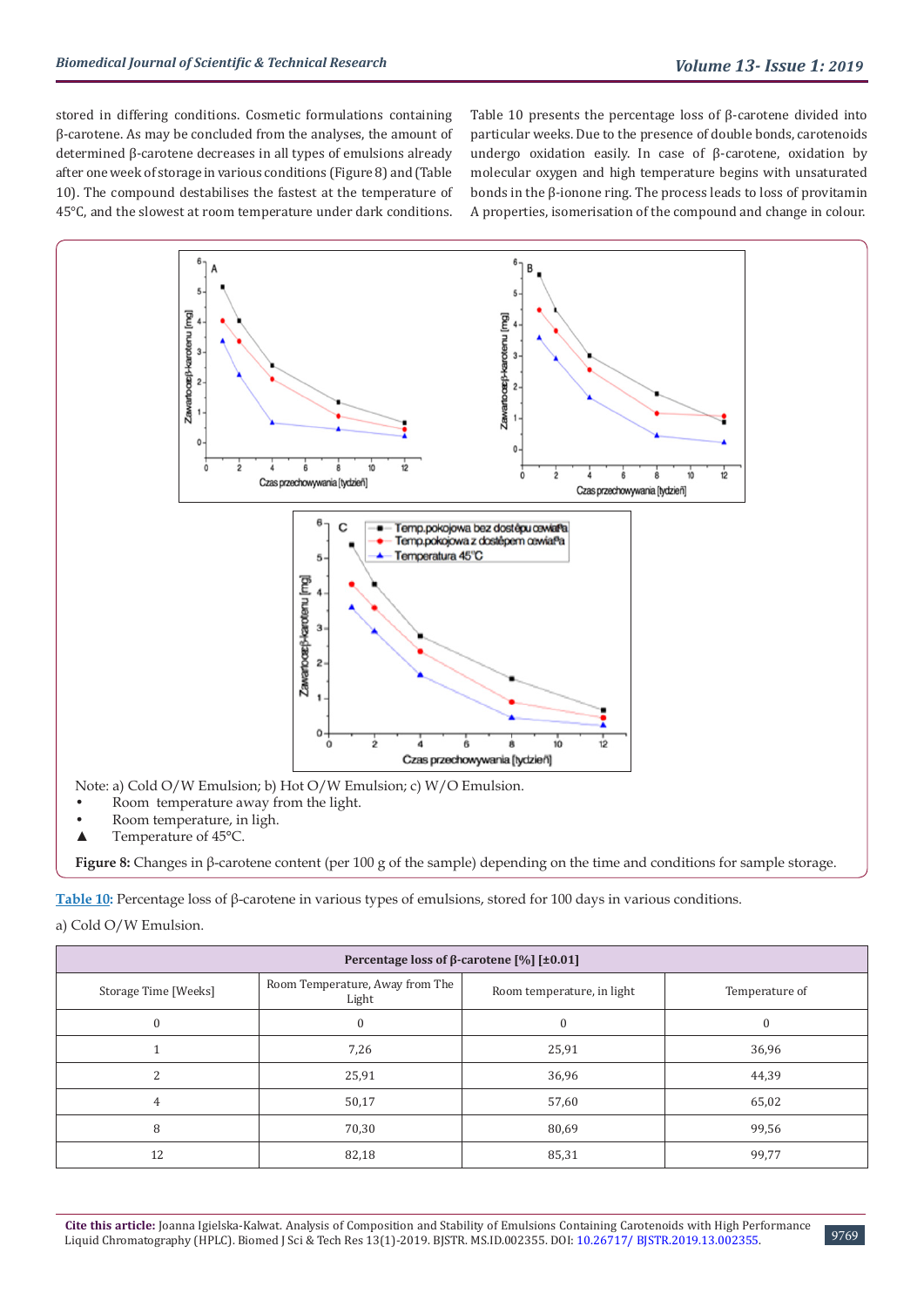stored in differing conditions. Cosmetic formulations containing β-carotene. As may be concluded from the analyses, the amount of determined β-carotene decreases in all types of emulsions already after one week of storage in various conditions (Figure 8) and (Table 10). The compound destabilises the fastest at the temperature of 45°C, and the slowest at room temperature under dark conditions.

Table 10 presents the percentage loss of β-carotene divided into particular weeks. Due to the presence of double bonds, carotenoids undergo oxidation easily. In case of β-carotene, oxidation by molecular oxygen and high temperature begins with unsaturated bonds in the β-ionone ring. The process leads to loss of provitamin A properties, isomerisation of the compound and change in colour.

Note: a) Cold O/W Emulsion; b) Hot O/W Emulsion; c) W/O Emulsion.

- Room temperature away from the light.
- Room temperature, in ligh.
- ▲ Temperature of 45°C.

**Figure 8:** Changes in β-carotene content (per 100 g of the sample) depending on the time and conditions for sample storage.

**Table 10:** Percentage loss of β-carotene in various types of emulsions, stored for 100 days in various conditions.

a) Cold O/W Emulsion.

| Percentage loss of β-carotene [%] [±0.01] | | | |
|---|---|---|---|
| Storage Time [Weeks] | Room Temperature, Away from The Light | Room temperature, in light | Temperature of |
| 0 | 0 | 0 | 0 |
| 1 | 7,26 | 25,91 | 36,96 |
| 2 | 25,91 | 36,96 | 44,39 |
| 4 | 50,17 | 57,60 | 65,02 |
| 8 | 70,30 | 80,69 | 99,56 |
| 12 | 82,18 | 85,31 | 99,77 |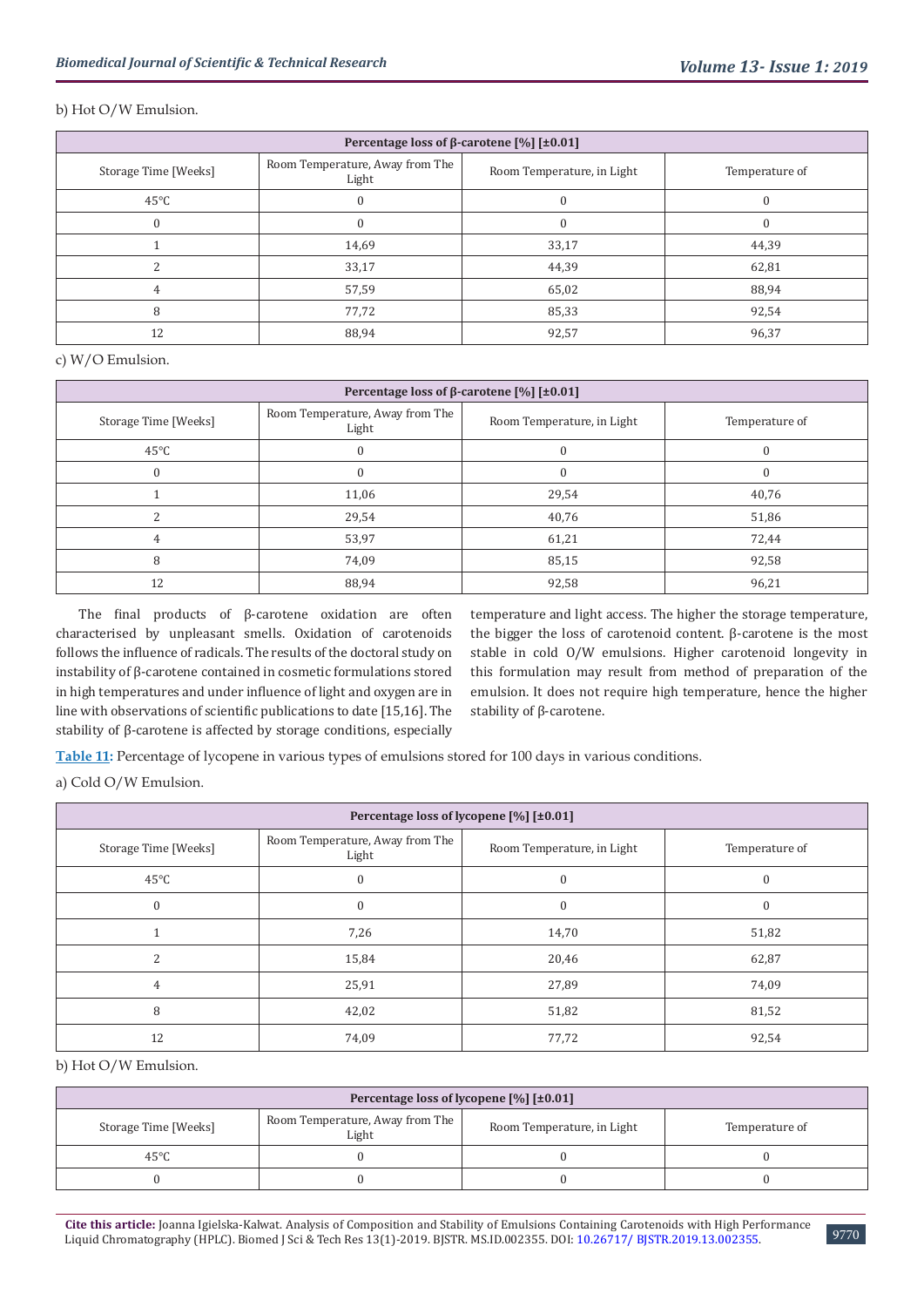b) Hot O/W Emulsion.

| Percentage loss of β-carotene [%] [±0.01] | | | |
|---|---|---|---|
| Storage Time [Weeks] | Room Temperature, Away from The Light | Room Temperature, in Light | Temperature of |
| 45°C | 0 | 0 | 0 |
| 0 | 0 | 0 | 0 |
| 1 | 14,69 | 33,17 | 44,39 |
| 2 | 33,17 | 44,39 | 62,81 |
| 4 | 57,59 | 65,02 | 88,94 |
| 8 | 77,72 | 85,33 | 92,54 |
| 12 | 88,94 | 92,57 | 96,37 |

c) W/O Emulsion.

| Percentage loss of β-carotene [%] [±0.01] | | | |
|---|---|---|---|
| Storage Time [Weeks] | Room Temperature, Away from The Light | Room Temperature, in Light | Temperature of |
| 45°C | 0 | 0 | 0 |
| 0 | 0 | 0 | 0 |
| 1 | 11,06 | 29,54 | 40,76 |
| 2 | 29,54 | 40,76 | 51,86 |
| 4 | 53,97 | 61,21 | 72,44 |
| 8 | 74,09 | 85,15 | 92,58 |
| 12 | 88,94 | 92,58 | 96,21 |

The final products of β-carotene oxidation are often characterised by unpleasant smells. Oxidation of carotenoids follows the influence of radicals. The results of the doctoral study on instability of β-carotene contained in cosmetic formulations stored in high temperatures and under influence of light and oxygen are in line with observations of scientific publications to date [15,16]. The stability of β-carotene is affected by storage conditions, especially temperature and light access. The higher the storage temperature, the bigger the loss of carotenoid content. β-carotene is the most stable in cold O/W emulsions. Higher carotenoid longevity in this formulation may result from method of preparation of the emulsion. It does not require high temperature, hence the higher stability of β-carotene.

**Table 11:** Percentage of lycopene in various types of emulsions stored for 100 days in various conditions.

a) Cold O/W Emulsion.

| Percentage loss of lycopene [%] [±0.01] | | | |
|---|---|---|---|
| Storage Time [Weeks] | Room Temperature, Away from The Light | Room Temperature, in Light | Temperature of |
| 45°C | 0 | 0 | 0 |
| 0 | 0 | 0 | 0 |
| 1 | 7,26 | 14,70 | 51,82 |
| 2 | 15,84 | 20,46 | 62,87 |
| 4 | 25,91 | 27,89 | 74,09 |
| 8 | 42,02 | 51,82 | 81,52 |
| 12 | 74,09 | 77,72 | 92,54 |

b) Hot O/W Emulsion.

| Percentage loss of lycopene [%] [±0.01] | | | |
|---|---|---|---|
| Storage Time [Weeks] | Room Temperature, Away from The Light | Room Temperature, in Light | Temperature of |
| 45°C | 0 | 0 | 0 |
| 0 | 0 | 0 | 0 |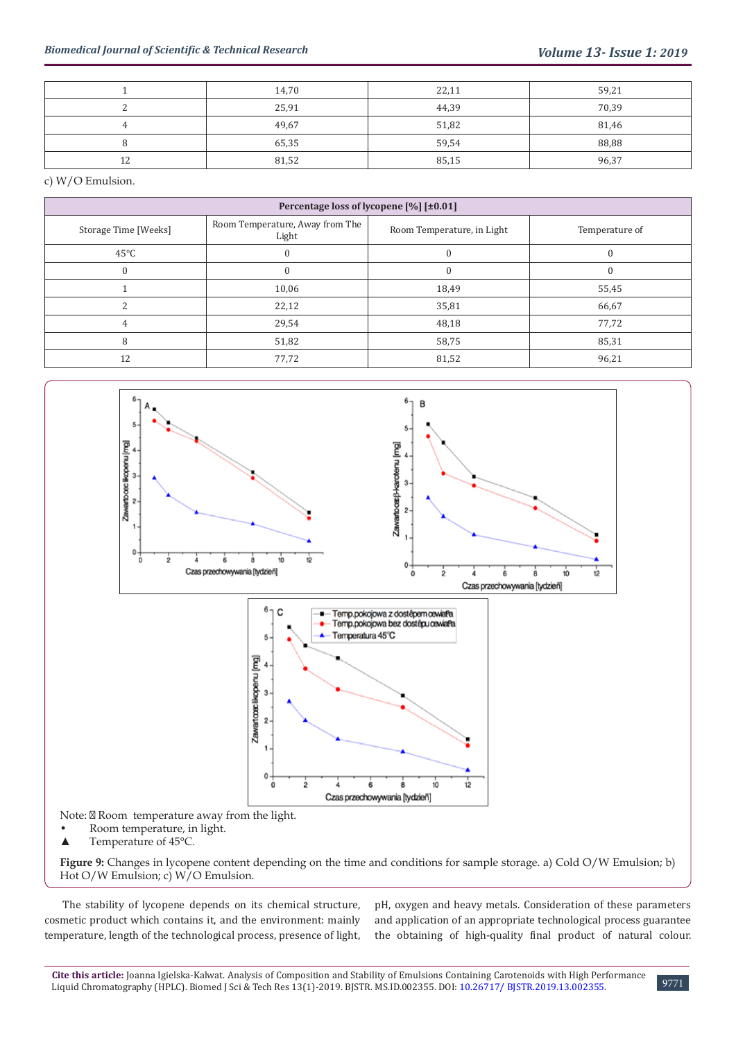| 1 | 14,70 | 22,11 | 59,21 |
|---|---|---|---|
| 2 | 25,91 | 44,39 | 70,39 |
| 4 | 49,67 | 51,82 | 81,46 |
| 8 | 65,35 | 59,54 | 88,88 |
| 12 | 81,52 | 85,15 | 96,37 |

c) W/O Emulsion.

| Percentage loss of lycopene [%] [±0.01] | | | |
|---|---|---|---|
| Storage Time [Weeks] | Room Temperature, Away from The Light | Room Temperature, in Light | Temperature of |
| 45°C | 0 | 0 | 0 |
| 0 | 0 | 0 | 0 |
| 1 | 10,06 | 18,49 | 55,45 |
| 2 | 22,12 | 35,81 | 66,67 |
| 4 | 29,54 | 48,18 | 77,72 |
| 8 | 51,82 | 58,75 | 85,31 |
| 12 | 77,72 | 81,52 | 96,21 |

Note: ▪ Room temperature away from the light.

- Room temperature, in light.

▲ Temperature of 45°C.

**Figure 9:** Changes in lycopene content depending on the time and conditions for sample storage. a) Cold O/W Emulsion; b) Hot O/W Emulsion; c) W/O Emulsion.

The stability of lycopene depends on its chemical structure, cosmetic product which contains it, and the environment: mainly temperature, length of the technological process, presence of light, pH, oxygen and heavy metals. Consideration of these parameters and application of an appropriate technological process guarantee the obtaining of high-quality final product of natural colour.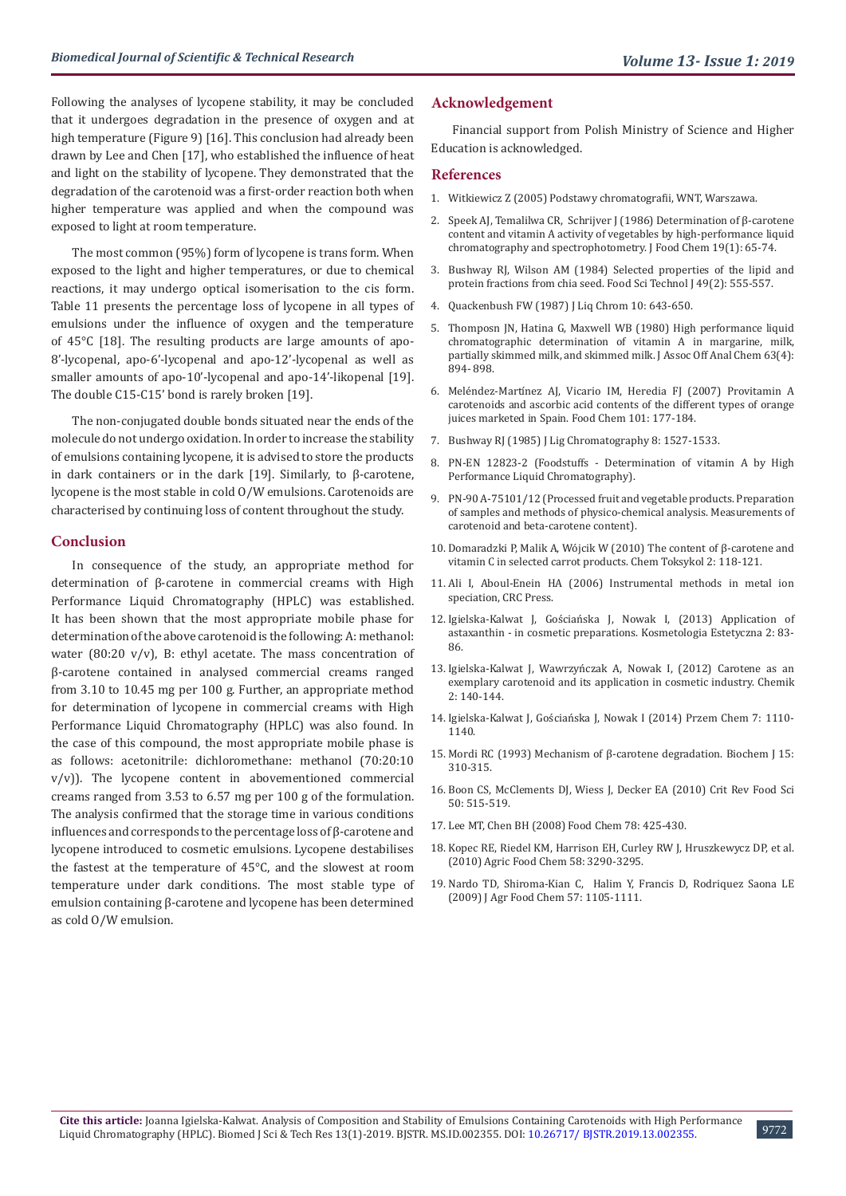Following the analyses of lycopene stability, it may be concluded that it undergoes degradation in the presence of oxygen and at high temperature (Figure 9) [16]. This conclusion had already been drawn by Lee and Chen [17], who established the influence of heat and light on the stability of lycopene. They demonstrated that the degradation of the carotenoid was a first-order reaction both when higher temperature was applied and when the compound was exposed to light at room temperature.

The most common (95%) form of lycopene is trans form. When exposed to the light and higher temperatures, or due to chemical reactions, it may undergo optical isomerisation to the cis form. Table 11 presents the percentage loss of lycopene in all types of emulsions under the influence of oxygen and the temperature of 45°C [18]. The resulting products are large amounts of apo-8'-lycopenal, apo-6'-lycopenal and apo-12'-lycopenal as well as smaller amounts of apo-10'-lycopenal and apo-14'-likopenal [19]. The double C15-C15' bond is rarely broken [19].

The non-conjugated double bonds situated near the ends of the molecule do not undergo oxidation. In order to increase the stability of emulsions containing lycopene, it is advised to store the products in dark containers or in the dark [19]. Similarly, to β-carotene, lycopene is the most stable in cold O/W emulsions. Carotenoids are characterised by continuing loss of content throughout the study.

## Conclusion

In consequence of the study, an appropriate method for determination of β-carotene in commercial creams with High Performance Liquid Chromatography (HPLC) was established. It has been shown that the most appropriate mobile phase for determination of the above carotenoid is the following: A: methanol: water (80:20 v/v), B: ethyl acetate. The mass concentration of β-carotene contained in analysed commercial creams ranged from 3.10 to 10.45 mg per 100 g. Further, an appropriate method for determination of lycopene in commercial creams with High Performance Liquid Chromatography (HPLC) was also found. In the case of this compound, the most appropriate mobile phase is as follows: acetonitrile: dichloromethane: methanol (70:20:10 v/v)). The lycopene content in abovementioned commercial creams ranged from 3.53 to 6.57 mg per 100 g of the formulation. The analysis confirmed that the storage time in various conditions influences and corresponds to the percentage loss of β-carotene and lycopene introduced to cosmetic emulsions. Lycopene destabilises the fastest at the temperature of 45°C, and the slowest at room temperature under dark conditions. The most stable type of emulsion containing β-carotene and lycopene has been determined as cold O/W emulsion.

## Acknowledgement

Financial support from Polish Ministry of Science and Higher Education is acknowledged.

## References

1. Witkiewicz Z (2005) Podstawy chromatografii, WNT, Warszawa.
2. Speek AJ, Temalilwa CR, Schrijver J (1986) Determination of β-carotene content and vitamin A activity of vegetables by high-performance liquid chromatography and spectrophotometry. J Food Chem 19(1): 65-74.
3. Bushway RJ, Wilson AM (1984) Selected properties of the lipid and protein fractions from chia seed. Food Sci Technol J 49(2): 555-557.
4. Quackenbush FW (1987) J Liq Chrom 10: 643-650.
5. Thomposn JN, Hatina G, Maxwell WB (1980) High performance liquid chromatographic determination of vitamin A in margarine, milk, partially skimmed milk, and skimmed milk. J Assoc Off Anal Chem 63(4): 894- 898.
6. Meléndez-Martínez AJ, Vicario IM, Heredia FJ (2007) Provitamin A carotenoids and ascorbic acid contents of the different types of orange juices marketed in Spain. Food Chem 101: 177-184.
7. Bushway RJ (1985) J Lig Chromatography 8: 1527-1533.
8. PN-EN 12823-2 (Foodstuffs - Determination of vitamin A by High Performance Liquid Chromatography).
9. PN-90 A-75101/12 (Processed fruit and vegetable products. Preparation of samples and methods of physico-chemical analysis. Measurements of carotenoid and beta-carotene content).
10. Domaradzki P, Malik A, Wójcik W (2010) The content of β-carotene and vitamin C in selected carrot products. Chem Toksykol 2: 118-121.
11. Ali I, Aboul-Enein HA (2006) Instrumental methods in metal ion speciation, CRC Press.
12. Igielska-Kalwat J, Gościańska J, Nowak I, (2013) Application of astaxanthin - in cosmetic preparations. Kosmetologia Estetyczna 2: 83-86.
13. Igielska-Kalwat J, Wawrzyńczak A, Nowak I, (2012) Carotene as an exemplary carotenoid and its application in cosmetic industry. Chemik 2: 140-144.
14. Igielska-Kalwat J, Gościańska J, Nowak I (2014) Przem Chem 7: 1110-1140.
15. Mordi RC (1993) Mechanism of β-carotene degradation. Biochem J 15: 310-315.
16. Boon CS, McClements DJ, Wiess J, Decker EA (2010) Crit Rev Food Sci 50: 515-519.
17. Lee MT, Chen BH (2008) Food Chem 78: 425-430.
18. Kopec RE, Riedel KM, Harrison EH, Curley RW J, Hruszkewycz DP, et al. (2010) Agric Food Chem 58: 3290-3295.
19. Nardo TD, Shiroma-Kian C, Halim Y, Francis D, Rodriquez Saona LE (2009) J Agr Food Chem 57: 1105-1111.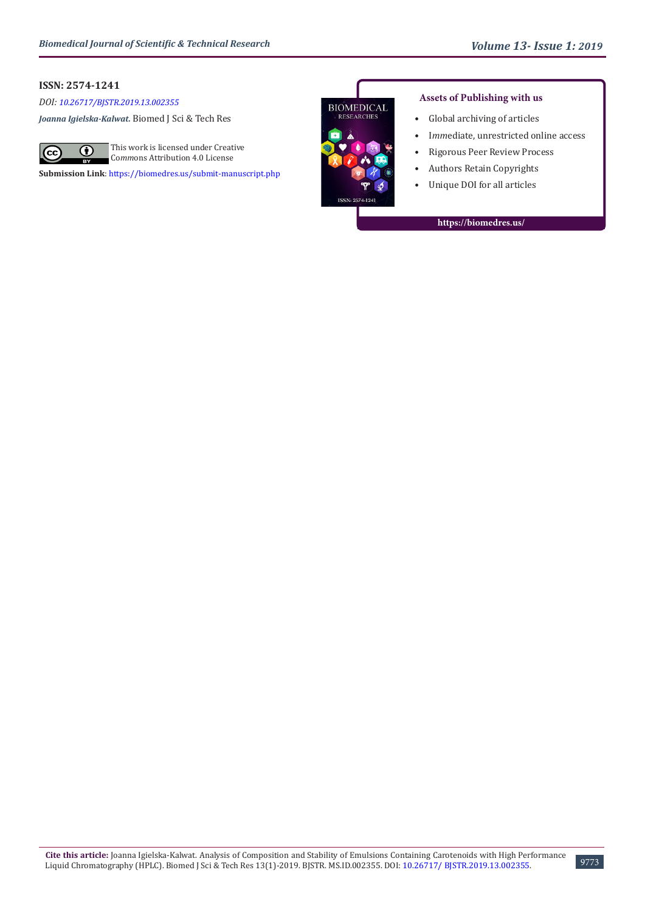**ISSN: 2574-1241**

*DOI: 10.26717/BJSTR.2019.13.002355*

***Joanna Igielska-Kalwat.*** Biomed J Sci & Tech Res

This work is licensed under Creative Commons Attribution 4.0 License

**Submission Link**: https://biomedres.us/submit-manuscript.php

### Assets of Publishing with us

- Global archiving of articles
- Immediate, unrestricted online access
- Rigorous Peer Review Process
- Authors Retain Copyrights
- Unique DOI for all articles

**https://biomedres.us/**

**Cite this article:** Joanna Igielska-Kalwat. Analysis of Composition and Stability of Emulsions Containing Carotenoids with High Performance Liquid Chromatography (HPLC). Biomed J Sci & Tech Res 13(1)-2019. BJSTR. MS.ID.002355. DOI: 10.26717/ BJSTR.2019.13.002355.